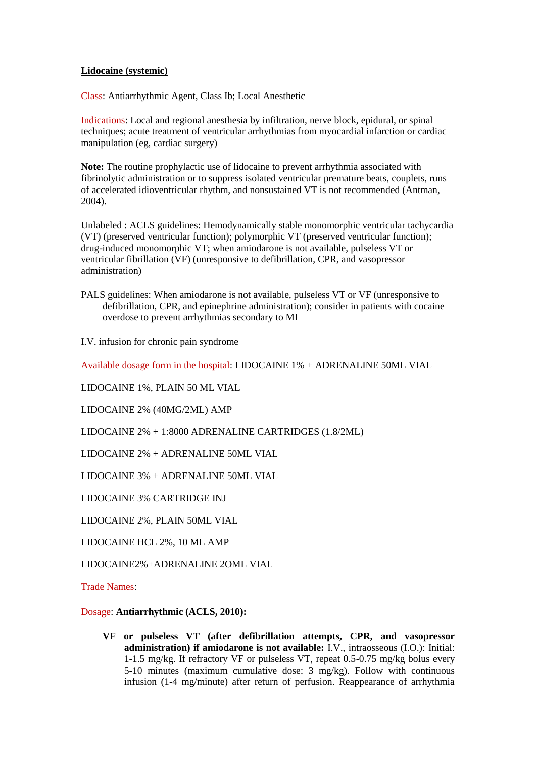**Lidocaine (systemic)**

Class: Antiarrhythmic Agent, Class Ib; Local Anesthetic

Indications: Local and regional anesthesia by infiltration, nerve block, epidural, or spinal techniques; acute treatment of ventricular arrhythmias from myocardial infarction or cardiac manipulation (eg, cardiac surgery)

**Note:** The routine prophylactic use of lidocaine to prevent arrhythmia associated with fibrinolytic administration or to suppress isolated ventricular premature beats, couplets, runs of accelerated idioventricular rhythm, and nonsustained VT is not recommended (Antman, 2004).

Unlabeled : ACLS guidelines: Hemodynamically stable monomorphic ventricular tachycardia (VT) (preserved ventricular function); polymorphic VT (preserved ventricular function); drug-induced monomorphic VT; when amiodarone is not available, pulseless VT or ventricular fibrillation (VF) (unresponsive to defibrillation, CPR, and vasopressor administration)

PALS guidelines: When amiodarone is not available, pulseless VT or VF (unresponsive to defibrillation, CPR, and epinephrine administration); consider in patients with cocaine overdose to prevent arrhythmias secondary to MI

I.V. infusion for chronic pain syndrome

Available dosage form in the hospital: LIDOCAINE 1% + ADRENALINE 50ML VIAL

LIDOCAINE 1%, PLAIN 50 ML VIAL

LIDOCAINE 2% (40MG/2ML) AMP

LIDOCAINE 2% + 1:8000 ADRENALINE CARTRIDGES (1.8/2ML)

LIDOCAINE 2% + ADRENALINE 50ML VIAL

LIDOCAINE 3% + ADRENALINE 50ML VIAL

LIDOCAINE 3% CARTRIDGE INJ

LIDOCAINE 2%, PLAIN 50ML VIAL

LIDOCAINE HCL 2%, 10 ML AMP

LIDOCAINE2%+ADRENALINE 2OML VIAL

Trade Names:

Dosage: **Antiarrhythmic (ACLS, 2010):**

- **VF or pulseless VT (after defibrillation attempts, CPR, and vasopressor administration) if amiodarone is not available:** I.V., intraosseous (I.O.): Initial: 1-1.5 mg/kg. If refractory VF or pulseless VT, repeat 0.5-0.75 mg/kg bolus every 5-10 minutes (maximum cumulative dose: 3 mg/kg). Follow with continuous infusion (1-4 mg/minute) after return of perfusion. Reappearance of arrhythmia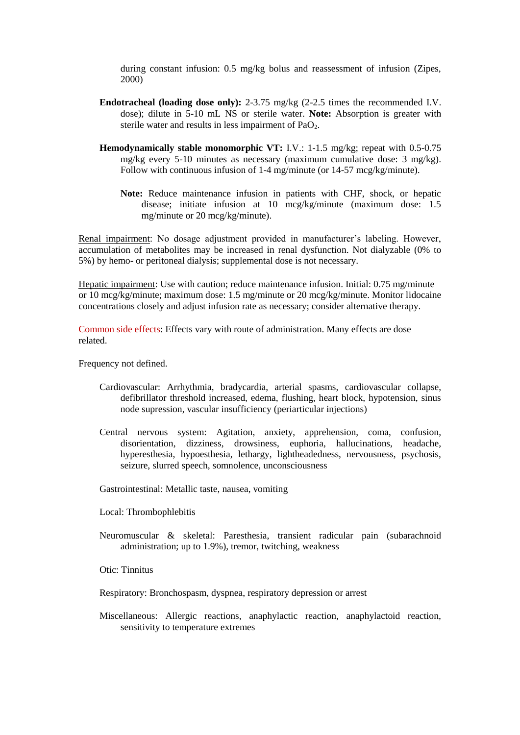during constant infusion: 0.5 mg/kg bolus and reassessment of infusion (Zipes, 2000)

**Endotracheal (loading dose only):** 2-3.75 mg/kg (2-2.5 times the recommended I.V. dose); dilute in 5-10 mL NS or sterile water. **Note:** Absorption is greater with sterile water and results in less impairment of $PaO_2$.

**Hemodynamically stable monomorphic VT:** I.V.: 1-1.5 mg/kg; repeat with 0.5-0.75 mg/kg every 5-10 minutes as necessary (maximum cumulative dose: 3 mg/kg). Follow with continuous infusion of 1-4 mg/minute (or 14-57 mcg/kg/minute).

**Note:** Reduce maintenance infusion in patients with CHF, shock, or hepatic disease; initiate infusion at 10 mcg/kg/minute (maximum dose: 1.5 mg/minute or 20 mcg/kg/minute).

Renal impairment: No dosage adjustment provided in manufacturer's labeling. However, accumulation of metabolites may be increased in renal dysfunction. Not dialyzable (0% to 5%) by hemo- or peritoneal dialysis; supplemental dose is not necessary.

Hepatic impairment: Use with caution; reduce maintenance infusion. Initial: 0.75 mg/minute or 10 mcg/kg/minute; maximum dose: 1.5 mg/minute or 20 mcg/kg/minute. Monitor lidocaine concentrations closely and adjust infusion rate as necessary; consider alternative therapy.

Common side effects: Effects vary with route of administration. Many effects are dose related.

Frequency not defined.

Cardiovascular: Arrhythmia, bradycardia, arterial spasms, cardiovascular collapse, defibrillator threshold increased, edema, flushing, heart block, hypotension, sinus node supression, vascular insufficiency (periarticular injections)

Central nervous system: Agitation, anxiety, apprehension, coma, confusion, disorientation, dizziness, drowsiness, euphoria, hallucinations, headache, hyperesthesia, hypoesthesia, lethargy, lightheadedness, nervousness, psychosis, seizure, slurred speech, somnolence, unconsciousness

Gastrointestinal: Metallic taste, nausea, vomiting

Local: Thrombophlebitis

Neuromuscular & skeletal: Paresthesia, transient radicular pain (subarachnoid administration; up to 1.9%), tremor, twitching, weakness

Otic: Tinnitus

Respiratory: Bronchospasm, dyspnea, respiratory depression or arrest

Miscellaneous: Allergic reactions, anaphylactic reaction, anaphylactoid reaction, sensitivity to temperature extremes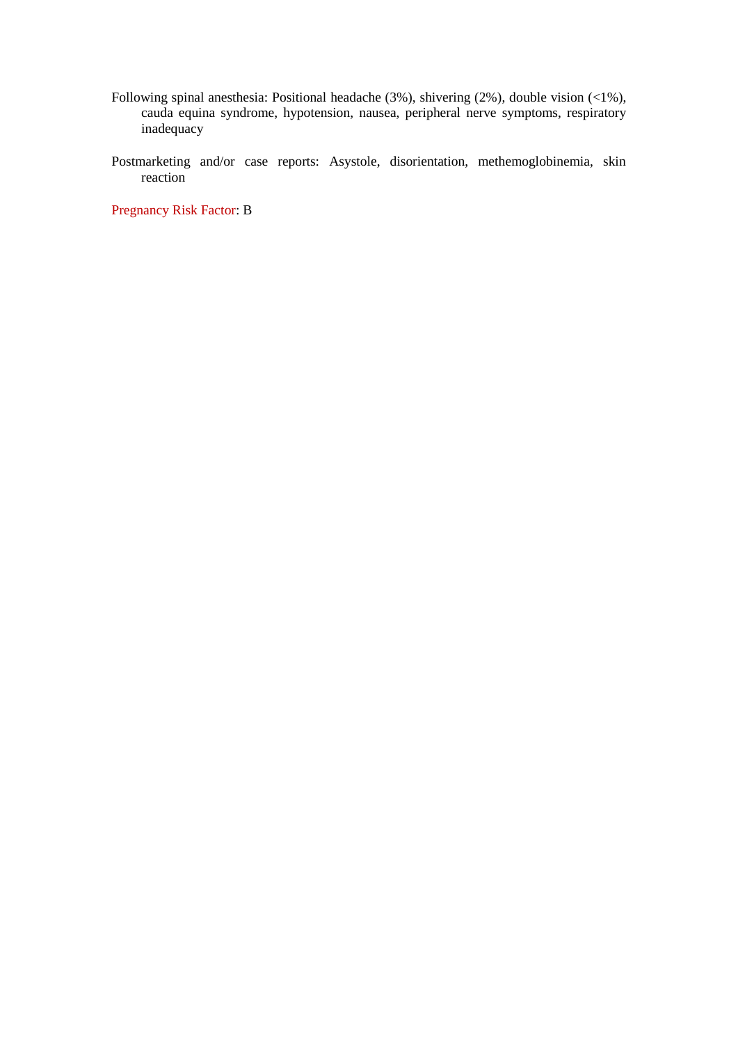Following spinal anesthesia: Positional headache (3%), shivering (2%), double vision (<1%), cauda equina syndrome, hypotension, nausea, peripheral nerve symptoms, respiratory inadequacy

Postmarketing and/or case reports: Asystole, disorientation, methemoglobinemia, skin reaction

Pregnancy Risk Factor: B